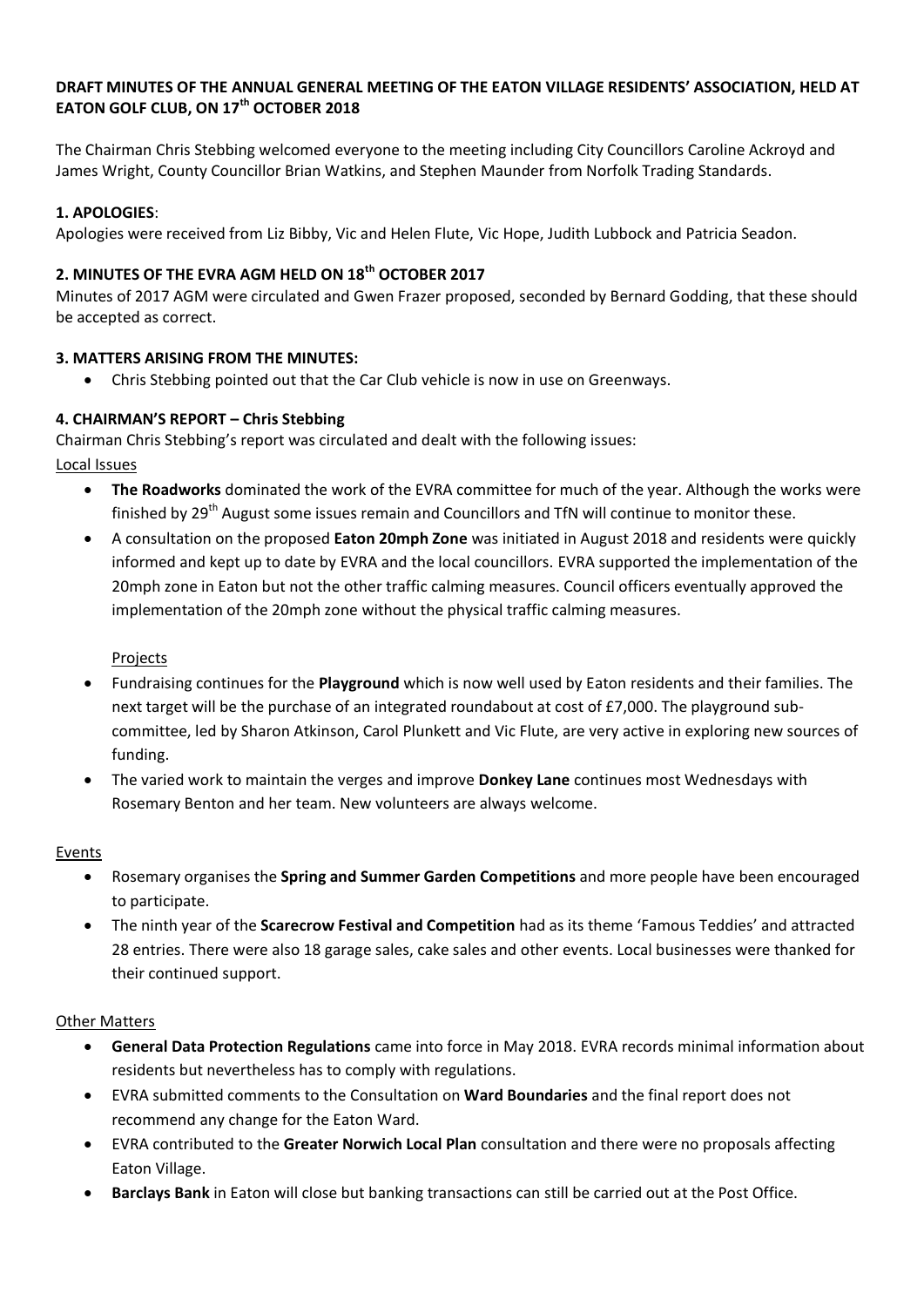**DRAFT MINUTES OF THE ANNUAL GENERAL MEETING OF THE EATON VILLAGE RESIDENTS' ASSOCIATION, HELD AT EATON GOLF CLUB, ON 17th OCTOBER 2018**

The Chairman Chris Stebbing welcomed everyone to the meeting including City Councillors Caroline Ackroyd and James Wright, County Councillor Brian Watkins, and Stephen Maunder from Norfolk Trading Standards.

**1. APOLOGIES**:

Apologies were received from Liz Bibby, Vic and Helen Flute, Vic Hope, Judith Lubbock and Patricia Seadon.

**2. MINUTES OF THE EVRA AGM HELD ON 18th OCTOBER 2017**

Minutes of 2017 AGM were circulated and Gwen Frazer proposed, seconded by Bernard Godding, that these should be accepted as correct.

**3. MATTERS ARISING FROM THE MINUTES:**

- Chris Stebbing pointed out that the Car Club vehicle is now in use on Greenways.

**4. CHAIRMAN'S REPORT – Chris Stebbing**

Chairman Chris Stebbing's report was circulated and dealt with the following issues:

Local Issues

- **The Roadworks** dominated the work of the EVRA committee for much of the year. Although the works were finished by 29th August some issues remain and Councillors and TfN will continue to monitor these.
- A consultation on the proposed **Eaton 20mph Zone** was initiated in August 2018 and residents were quickly informed and kept up to date by EVRA and the local councillors. EVRA supported the implementation of the 20mph zone in Eaton but not the other traffic calming measures. Council officers eventually approved the implementation of the 20mph zone without the physical traffic calming measures.

Projects

- Fundraising continues for the **Playground** which is now well used by Eaton residents and their families. The next target will be the purchase of an integrated roundabout at cost of £7,000. The playground sub-committee, led by Sharon Atkinson, Carol Plunkett and Vic Flute, are very active in exploring new sources of funding.
- The varied work to maintain the verges and improve **Donkey Lane** continues most Wednesdays with Rosemary Benton and her team. New volunteers are always welcome.

Events

- Rosemary organises the **Spring and Summer Garden Competitions** and more people have been encouraged to participate.
- The ninth year of the **Scarecrow Festival and Competition** had as its theme 'Famous Teddies' and attracted 28 entries. There were also 18 garage sales, cake sales and other events. Local businesses were thanked for their continued support.

Other Matters

- **General Data Protection Regulations** came into force in May 2018. EVRA records minimal information about residents but nevertheless has to comply with regulations.
- EVRA submitted comments to the Consultation on **Ward Boundaries** and the final report does not recommend any change for the Eaton Ward.
- EVRA contributed to the **Greater Norwich Local Plan** consultation and there were no proposals affecting Eaton Village.
- **Barclays Bank** in Eaton will close but banking transactions can still be carried out at the Post Office.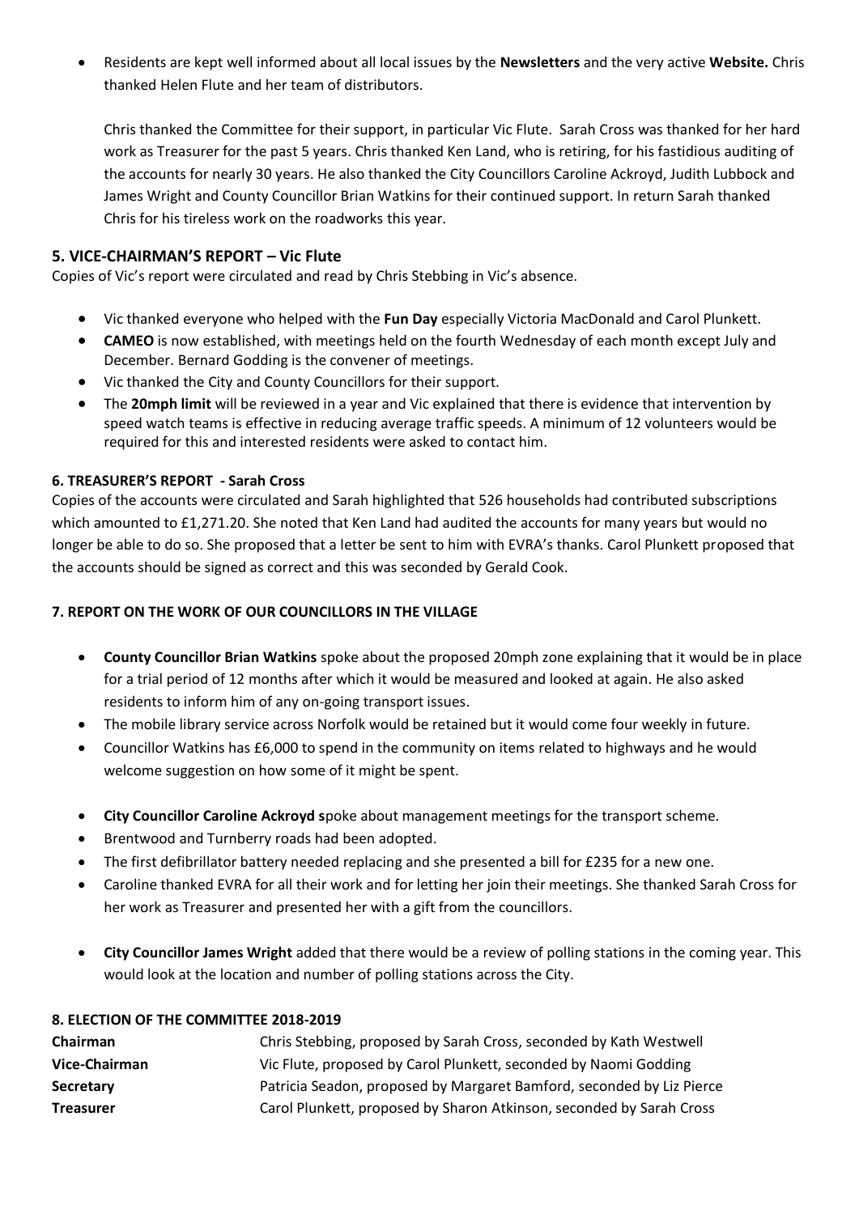- Residents are kept well informed about all local issues by the **Newsletters** and the very active **Website.** Chris thanked Helen Flute and her team of distributors.

  Chris thanked the Committee for their support, in particular Vic Flute. Sarah Cross was thanked for her hard work as Treasurer for the past 5 years. Chris thanked Ken Land, who is retiring, for his fastidious auditing of the accounts for nearly 30 years. He also thanked the City Councillors Caroline Ackroyd, Judith Lubbock and James Wright and County Councillor Brian Watkins for their continued support. In return Sarah thanked Chris for his tireless work on the roadworks this year.

## 5. VICE-CHAIRMAN'S REPORT – Vic Flute

Copies of Vic's report were circulated and read by Chris Stebbing in Vic's absence.

- Vic thanked everyone who helped with the **Fun Day** especially Victoria MacDonald and Carol Plunkett.
- **CAMEO** is now established, with meetings held on the fourth Wednesday of each month except July and December. Bernard Godding is the convener of meetings.
- Vic thanked the City and County Councillors for their support.
- The **20mph limit** will be reviewed in a year and Vic explained that there is evidence that intervention by speed watch teams is effective in reducing average traffic speeds. A minimum of 12 volunteers would be required for this and interested residents were asked to contact him.

### 6. TREASURER'S REPORT - Sarah Cross

Copies of the accounts were circulated and Sarah highlighted that 526 households had contributed subscriptions which amounted to £1,271.20. She noted that Ken Land had audited the accounts for many years but would no longer be able to do so. She proposed that a letter be sent to him with EVRA's thanks. Carol Plunkett proposed that the accounts should be signed as correct and this was seconded by Gerald Cook.

### 7. REPORT ON THE WORK OF OUR COUNCILLORS IN THE VILLAGE

- **County Councillor Brian Watkins** spoke about the proposed 20mph zone explaining that it would be in place for a trial period of 12 months after which it would be measured and looked at again. He also asked residents to inform him of any on-going transport issues.
- The mobile library service across Norfolk would be retained but it would come four weekly in future.
- Councillor Watkins has £6,000 to spend in the community on items related to highways and he would welcome suggestion on how some of it might be spent.

- **City Councillor Caroline Ackroyd s**poke about management meetings for the transport scheme.
- Brentwood and Turnberry roads had been adopted.
- The first defibrillator battery needed replacing and she presented a bill for £235 for a new one.
- Caroline thanked EVRA for all their work and for letting her join their meetings. She thanked Sarah Cross for her work as Treasurer and presented her with a gift from the councillors.

- **City Councillor James Wright** added that there would be a review of polling stations in the coming year. This would look at the location and number of polling stations across the City.

### 8. ELECTION OF THE COMMITTEE 2018-2019

| | |
|---|---|
| **Chairman** | Chris Stebbing, proposed by Sarah Cross, seconded by Kath Westwell |
| **Vice-Chairman** | Vic Flute, proposed by Carol Plunkett, seconded by Naomi Godding |
| **Secretary** | Patricia Seadon, proposed by Margaret Bamford, seconded by Liz Pierce |
| **Treasurer** | Carol Plunkett, proposed by Sharon Atkinson, seconded by Sarah Cross |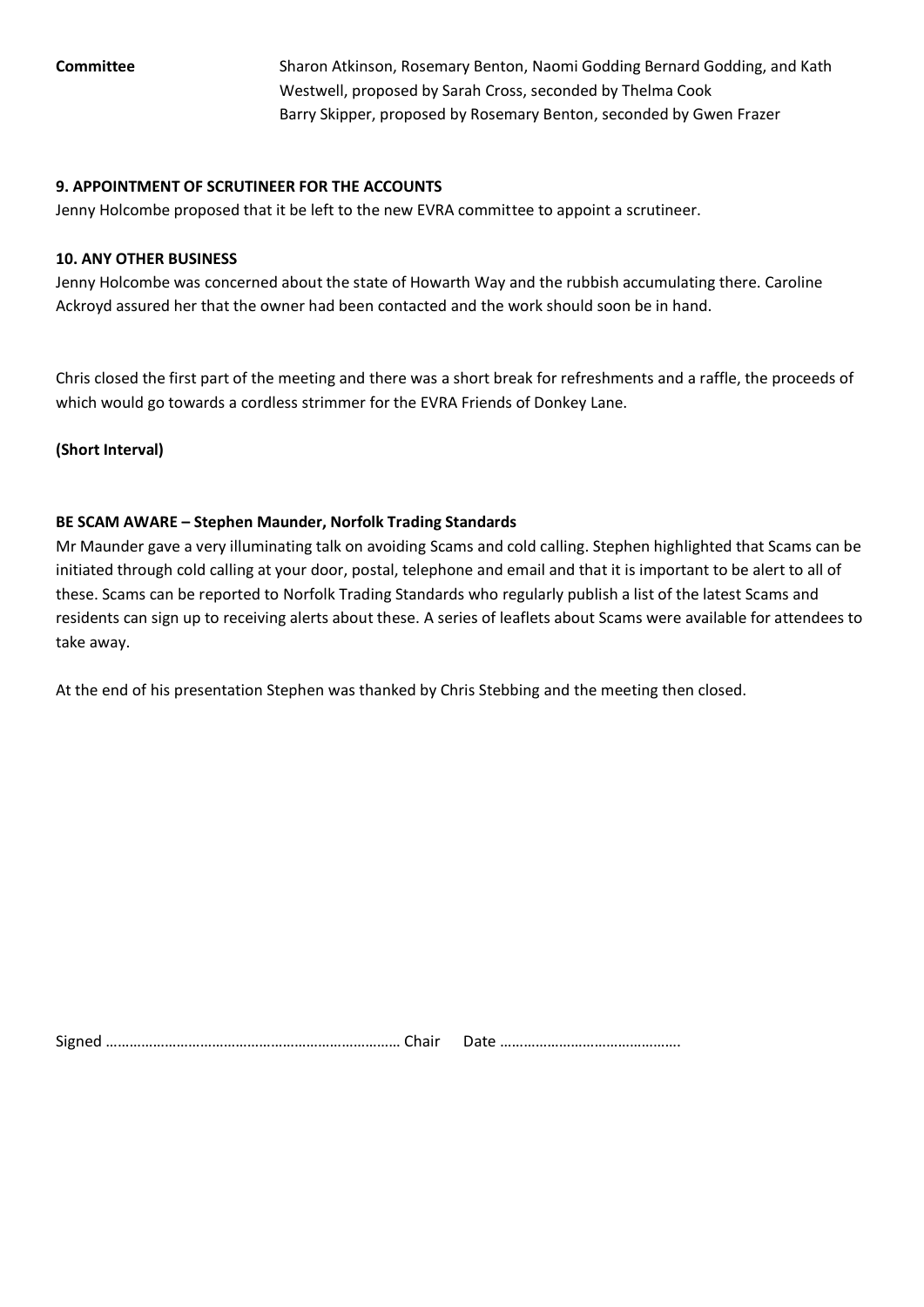**Committee** Sharon Atkinson, Rosemary Benton, Naomi Godding Bernard Godding, and Kath Westwell, proposed by Sarah Cross, seconded by Thelma Cook
Barry Skipper, proposed by Rosemary Benton, seconded by Gwen Frazer

**9. APPOINTMENT OF SCRUTINEER FOR THE ACCOUNTS**

Jenny Holcombe proposed that it be left to the new EVRA committee to appoint a scrutineer.

**10. ANY OTHER BUSINESS**

Jenny Holcombe was concerned about the state of Howarth Way and the rubbish accumulating there. Caroline Ackroyd assured her that the owner had been contacted and the work should soon be in hand.

Chris closed the first part of the meeting and there was a short break for refreshments and a raffle, the proceeds of which would go towards a cordless strimmer for the EVRA Friends of Donkey Lane.

**(Short Interval)**

**BE SCAM AWARE – Stephen Maunder, Norfolk Trading Standards**

Mr Maunder gave a very illuminating talk on avoiding Scams and cold calling. Stephen highlighted that Scams can be initiated through cold calling at your door, postal, telephone and email and that it is important to be alert to all of these. Scams can be reported to Norfolk Trading Standards who regularly publish a list of the latest Scams and residents can sign up to receiving alerts about these. A series of leaflets about Scams were available for attendees to take away.

At the end of his presentation Stephen was thanked by Chris Stebbing and the meeting then closed.

Signed ………………………………………………………………… Chair Date ……………………………………….